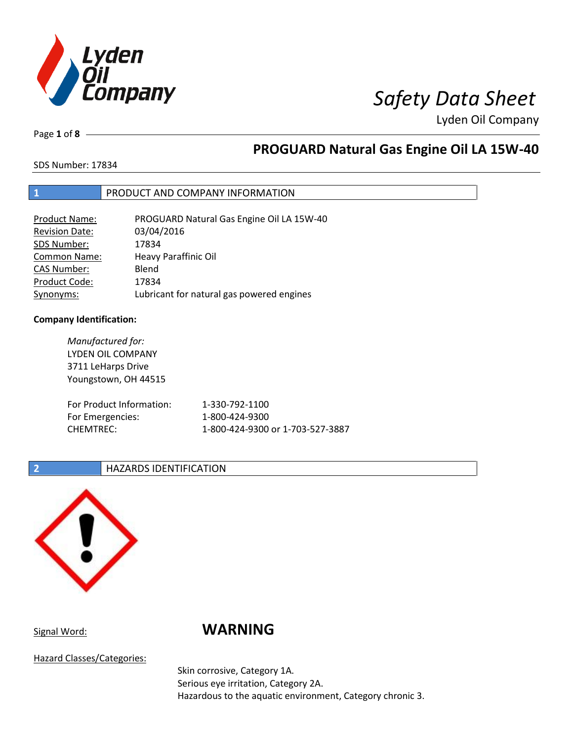# Safety Data Sheet

Lyden Oil Company

## PROGUARD Natural Gas Engine Oil LA 15W-40

SDS Number: 17834

## 1 PRODUCT AND COMPANY INFORMATION

| | |
|---|---|
| Product Name: | PROGUARD Natural Gas Engine Oil LA 15W-40 |
| Revision Date: | 03/04/2016 |
| SDS Number: | 17834 |
| Common Name: | Heavy Paraffinic Oil |
| CAS Number: | Blend |
| Product Code: | 17834 |
| Synonyms: | Lubricant for natural gas powered engines |

**Company Identification:**

*Manufactured for:*
LYDEN OIL COMPANY
3711 LeHarps Drive
Youngstown, OH 44515

| | |
|---|---|
| For Product Information: | 1-330-792-1100 |
| For Emergencies: | 1-800-424-9300 |
| CHEMTREC: | 1-800-424-9300 or 1-703-527-3887 |

## 2 HAZARDS IDENTIFICATION

Signal Word: **WARNING**

Hazard Classes/Categories:

Skin corrosive, Category 1A.
Serious eye irritation, Category 2A.
Hazardous to the aquatic environment, Category chronic 3.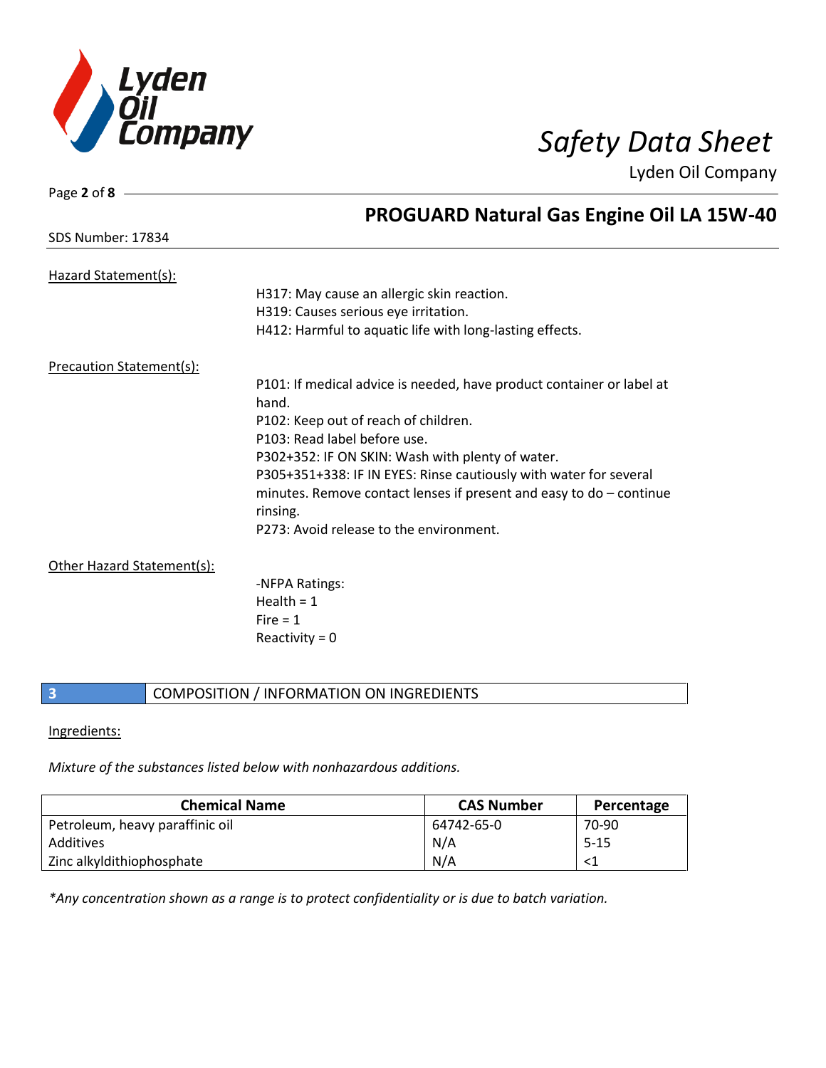## PROGUARD Natural Gas Engine Oil LA 15W-40

SDS Number: 17834

Hazard Statement(s):

H317: May cause an allergic skin reaction.
H319: Causes serious eye irritation.
H412: Harmful to aquatic life with long-lasting effects.

Precaution Statement(s):

P101: If medical advice is needed, have product container or label at hand.
P102: Keep out of reach of children.
P103: Read label before use.
P302+352: IF ON SKIN: Wash with plenty of water.
P305+351+338: IF IN EYES: Rinse cautiously with water for several minutes. Remove contact lenses if present and easy to do – continue rinsing.
P273: Avoid release to the environment.

Other Hazard Statement(s):

-NFPA Ratings:
Health = 1
Fire = 1
Reactivity = 0

## 3 COMPOSITION / INFORMATION ON INGREDIENTS

Ingredients:

*Mixture of the substances listed below with nonhazardous additions.*

| Chemical Name | CAS Number | Percentage |
| --- | --- | --- |
| Petroleum, heavy paraffinic oil | 64742-65-0 | 70-90 |
| Additives | N/A | 5-15 |
| Zinc alkyldithiophosphate | N/A | <1 |

*\*Any concentration shown as a range is to protect confidentiality or is due to batch variation.*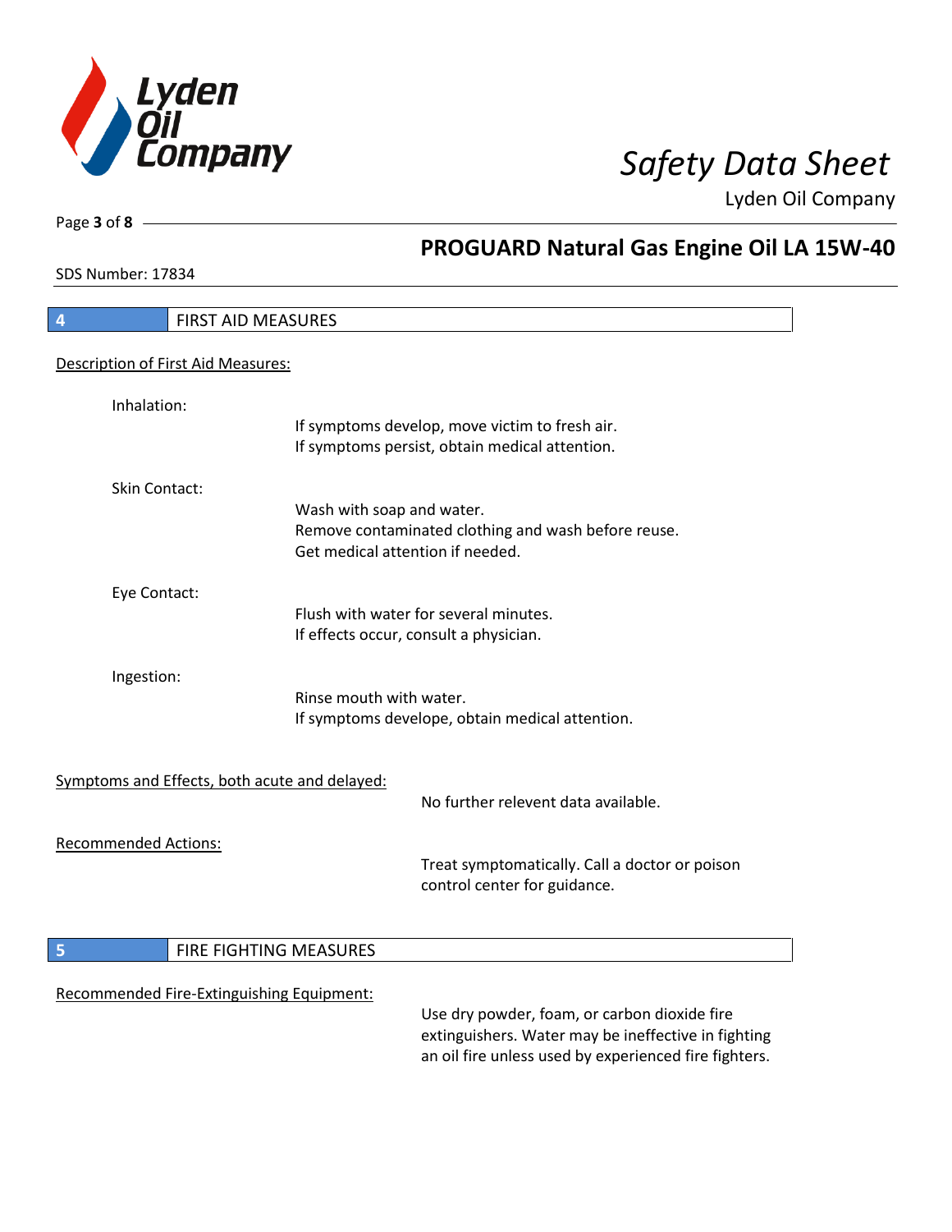## 4 FIRST AID MEASURES

### Description of First Aid Measures:

**Inhalation:**

If symptoms develop, move victim to fresh air.
If symptoms persist, obtain medical attention.

**Skin Contact:**

Wash with soap and water.
Remove contaminated clothing and wash before reuse.
Get medical attention if needed.

**Eye Contact:**

Flush with water for several minutes.
If effects occur, consult a physician.

**Ingestion:**

Rinse mouth with water.
If symptoms develope, obtain medical attention.

### Symptoms and Effects, both acute and delayed:

No further relevent data available.

### Recommended Actions:

Treat symptomatically. Call a doctor or poison control center for guidance.

## 5 FIRE FIGHTING MEASURES

### Recommended Fire-Extinguishing Equipment:

Use dry powder, foam, or carbon dioxide fire extinguishers. Water may be ineffective in fighting an oil fire unless used by experienced fire fighters.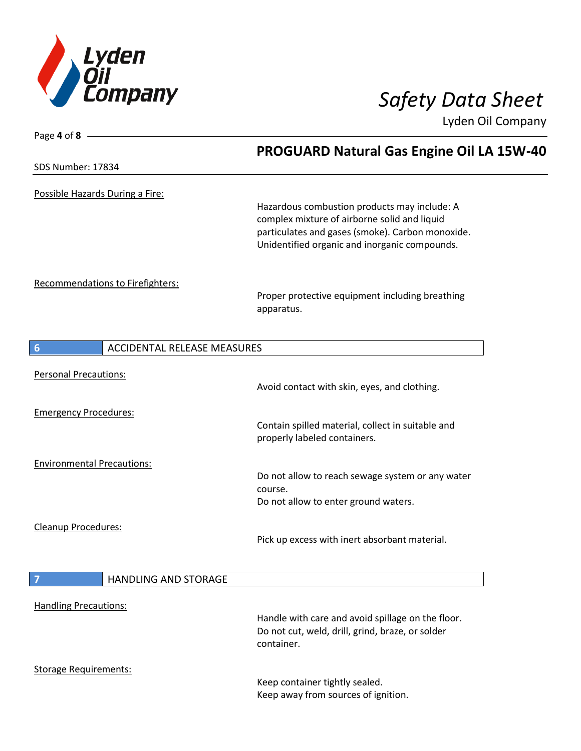Possible Hazards During a Fire:

Hazardous combustion products may include: A complex mixture of airborne solid and liquid particulates and gases (smoke). Carbon monoxide. Unidentified organic and inorganic compounds.

Recommendations to Firefighters:

Proper protective equipment including breathing apparatus.

## 6 ACCIDENTAL RELEASE MEASURES

Personal Precautions:

Avoid contact with skin, eyes, and clothing.

Emergency Procedures:

Contain spilled material, collect in suitable and properly labeled containers.

Environmental Precautions:

Do not allow to reach sewage system or any water course.
Do not allow to enter ground waters.

Cleanup Procedures:

Pick up excess with inert absorbant material.

## 7 HANDLING AND STORAGE

Handling Precautions:

Handle with care and avoid spillage on the floor.
Do not cut, weld, drill, grind, braze, or solder container.

Storage Requirements:

Keep container tightly sealed.
Keep away from sources of ignition.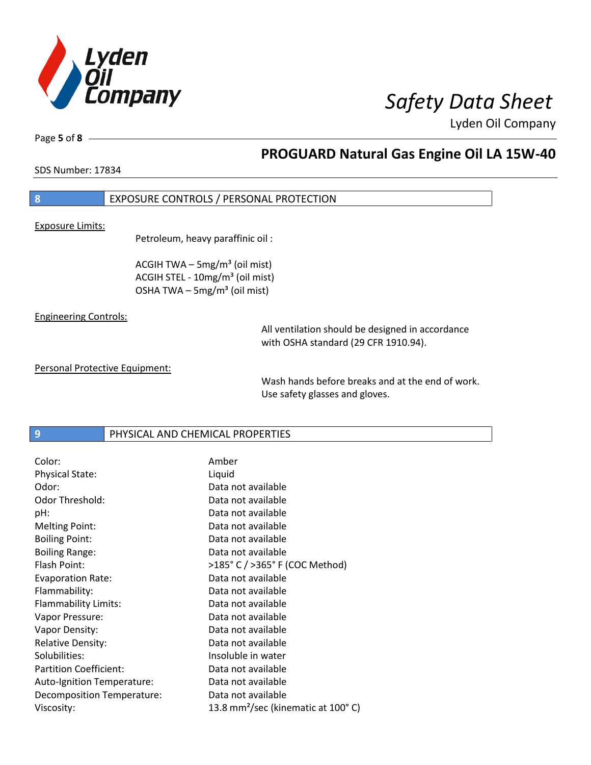## 8 EXPOSURE CONTROLS / PERSONAL PROTECTION

Exposure Limits:

Petroleum, heavy paraffinic oil :

ACGIH TWA – 5mg/m³ (oil mist)
ACGIH STEL - 10mg/m³ (oil mist)
OSHA TWA – 5mg/m³ (oil mist)

Engineering Controls:

All ventilation should be designed in accordance with OSHA standard (29 CFR 1910.94).

Personal Protective Equipment:

Wash hands before breaks and at the end of work. Use safety glasses and gloves.

## 9 PHYSICAL AND CHEMICAL PROPERTIES

| | |
|---|---|
| Color: | Amber |
| Physical State: | Liquid |
| Odor: | Data not available |
| Odor Threshold: | Data not available |
| pH: | Data not available |
| Melting Point: | Data not available |
| Boiling Point: | Data not available |
| Boiling Range: | Data not available |
| Flash Point: | >185° C / >365° F (COC Method) |
| Evaporation Rate: | Data not available |
| Flammability: | Data not available |
| Flammability Limits: | Data not available |
| Vapor Pressure: | Data not available |
| Vapor Density: | Data not available |
| Relative Density: | Data not available |
| Solubilities: | Insoluble in water |
| Partition Coefficient: | Data not available |
| Auto-Ignition Temperature: | Data not available |
| Decomposition Temperature: | Data not available |
| Viscosity: | 13.8 mm²/sec (kinematic at 100° C) |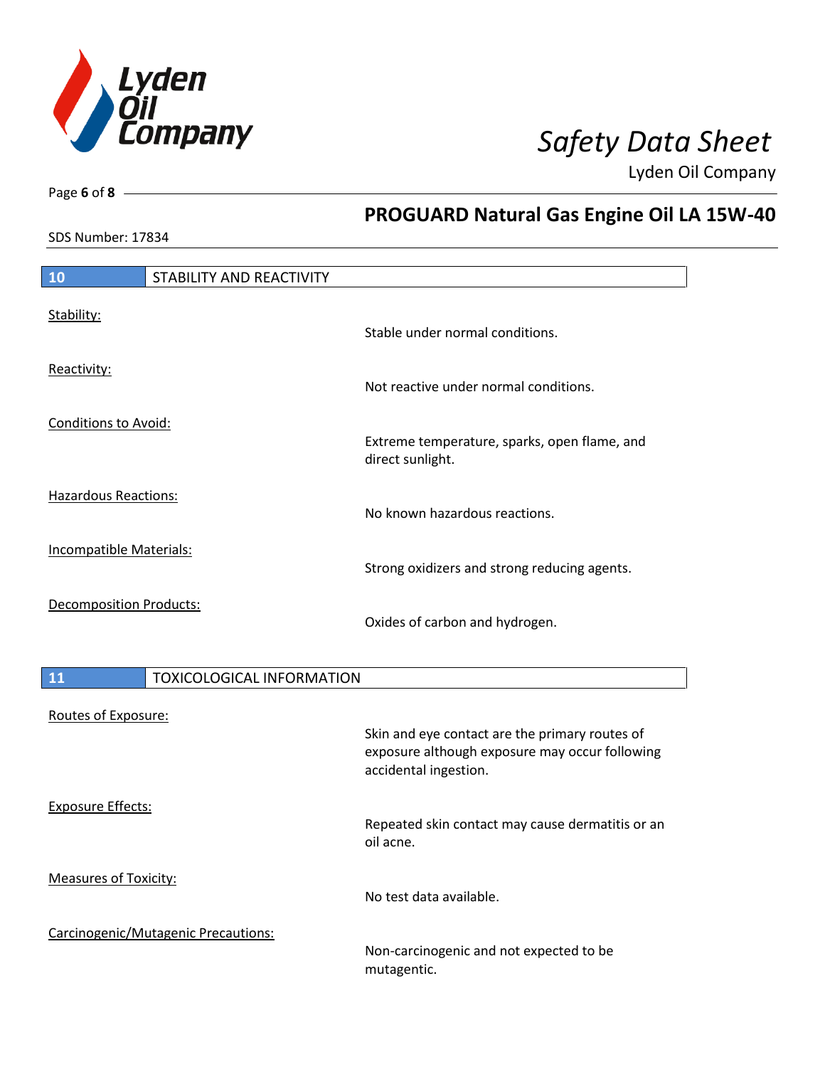## 10 STABILITY AND REACTIVITY

Stability:

Stable under normal conditions.

Reactivity:

Not reactive under normal conditions.

Conditions to Avoid:

Extreme temperature, sparks, open flame, and direct sunlight.

Hazardous Reactions:

No known hazardous reactions.

Incompatible Materials:

Strong oxidizers and strong reducing agents.

Decomposition Products:

Oxides of carbon and hydrogen.

## 11 TOXICOLOGICAL INFORMATION

Routes of Exposure:

Skin and eye contact are the primary routes of exposure although exposure may occur following accidental ingestion.

Exposure Effects:

Repeated skin contact may cause dermatitis or an oil acne.

Measures of Toxicity:

No test data available.

Carcinogenic/Mutagenic Precautions:

Non-carcinogenic and not expected to be mutagentic.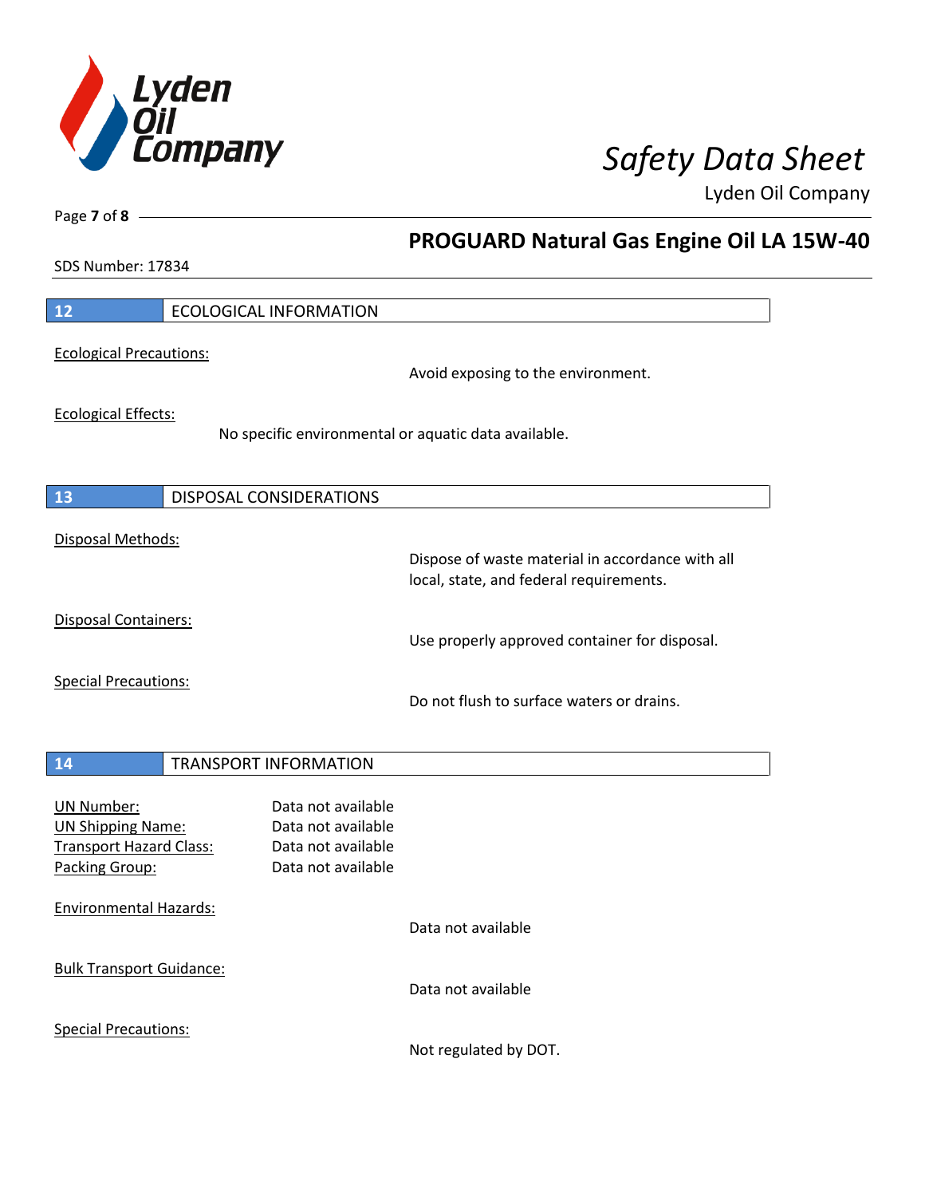## 12 ECOLOGICAL INFORMATION

Ecological Precautions:

Avoid exposing to the environment.

Ecological Effects:

No specific environmental or aquatic data available.

## 13 DISPOSAL CONSIDERATIONS

Disposal Methods:

Dispose of waste material in accordance with all local, state, and federal requirements.

Disposal Containers:

Use properly approved container for disposal.

Special Precautions:

Do not flush to surface waters or drains.

## 14 TRANSPORT INFORMATION

UN Number: Data not available
UN Shipping Name: Data not available
Transport Hazard Class: Data not available
Packing Group: Data not available

Environmental Hazards:

Data not available

Bulk Transport Guidance:

Data not available

Special Precautions:

Not regulated by DOT.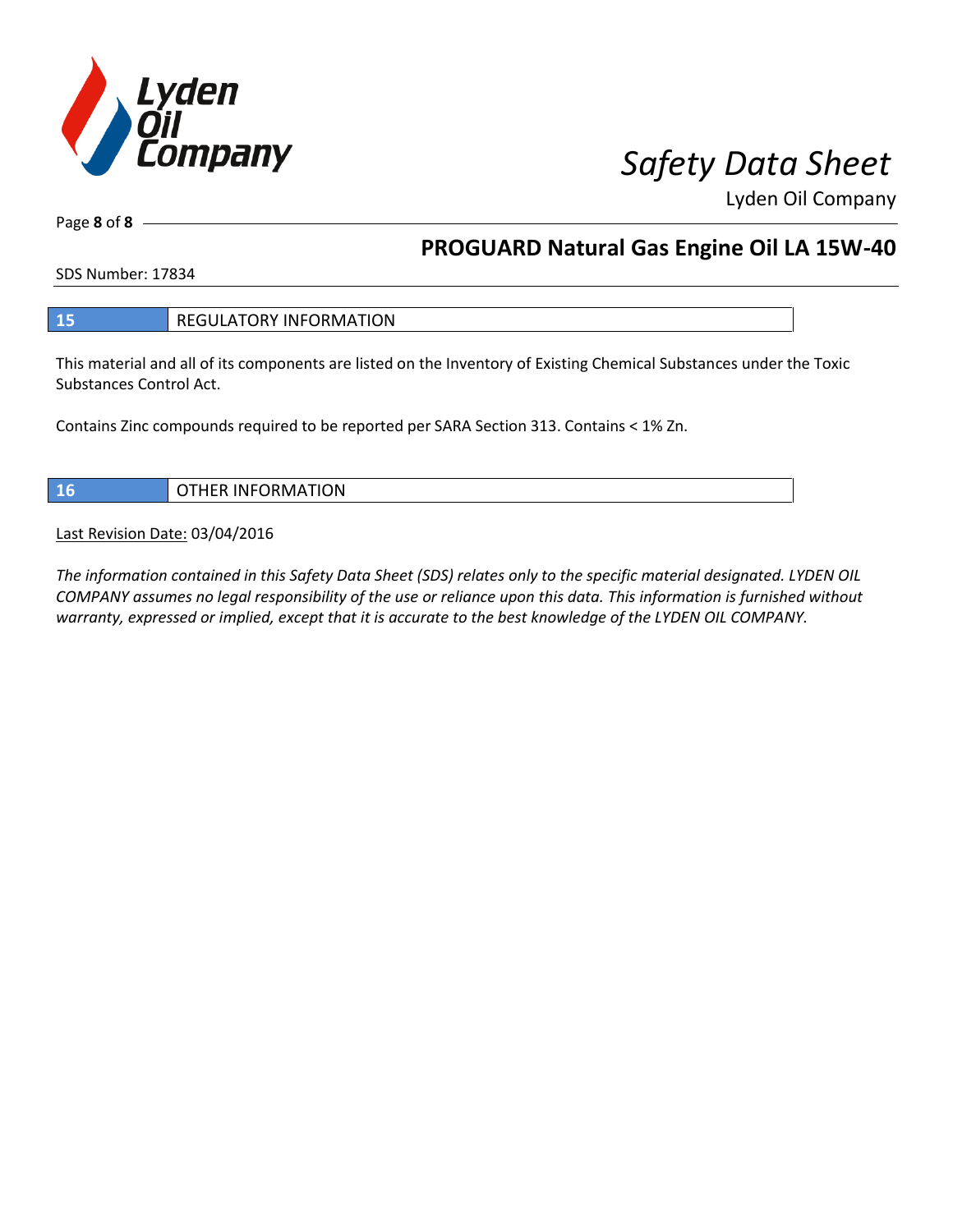## 15 REGULATORY INFORMATION

This material and all of its components are listed on the Inventory of Existing Chemical Substances under the Toxic Substances Control Act.

Contains Zinc compounds required to be reported per SARA Section 313. Contains < 1% Zn.

## 16 OTHER INFORMATION

Last Revision Date: 03/04/2016

*The information contained in this Safety Data Sheet (SDS) relates only to the specific material designated. LYDEN OIL COMPANY assumes no legal responsibility of the use or reliance upon this data. This information is furnished without warranty, expressed or implied, except that it is accurate to the best knowledge of the LYDEN OIL COMPANY.*